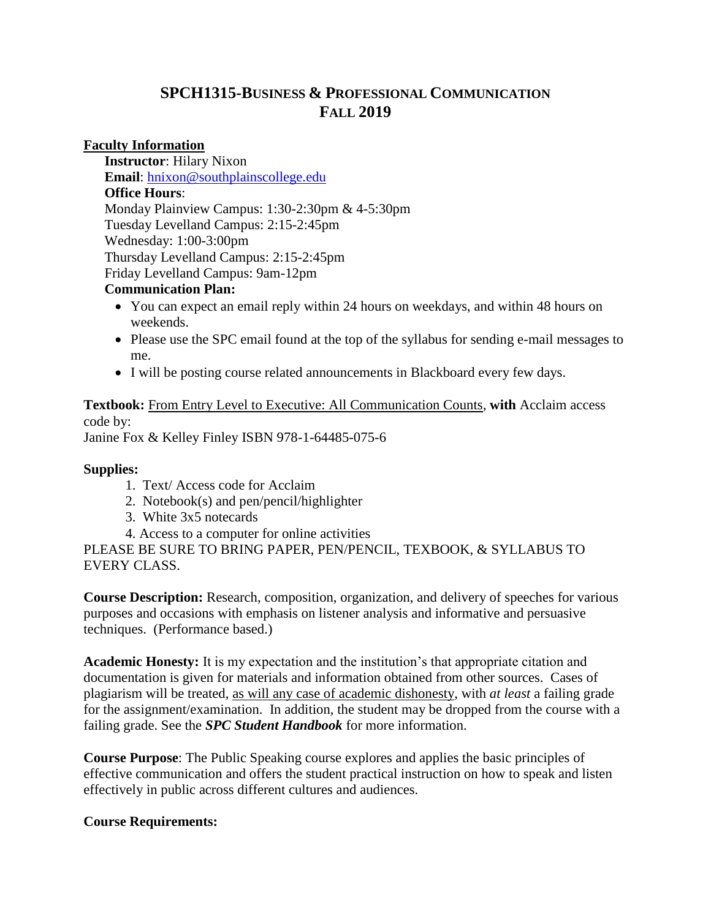# SPCH1315-BUSINESS & PROFESSIONAL COMMUNICATION
# FALL 2019

**Faculty Information**

**Instructor**: Hilary Nixon
**Email**: hnixon@southplainscollege.edu
**Office Hours**:
Monday Plainview Campus: 1:30-2:30pm & 4-5:30pm
Tuesday Levelland Campus: 2:15-2:45pm
Wednesday: 1:00-3:00pm
Thursday Levelland Campus: 2:15-2:45pm
Friday Levelland Campus: 9am-12pm

**Communication Plan:**

- You can expect an email reply within 24 hours on weekdays, and within 48 hours on weekends.
- Please use the SPC email found at the top of the syllabus for sending e-mail messages to me.
- I will be posting course related announcements in Blackboard every few days.

**Textbook:** From Entry Level to Executive: All Communication Counts, **with** Acclaim access code by:
Janine Fox & Kelley Finley ISBN 978-1-64485-075-6

**Supplies:**

1. Text/ Access code for Acclaim
2. Notebook(s) and pen/pencil/highlighter
3. White 3x5 notecards
4. Access to a computer for online activities

PLEASE BE SURE TO BRING PAPER, PEN/PENCIL, TEXBOOK, & SYLLABUS TO EVERY CLASS.

**Course Description:** Research, composition, organization, and delivery of speeches for various purposes and occasions with emphasis on listener analysis and informative and persuasive techniques. (Performance based.)

**Academic Honesty:** It is my expectation and the institution's that appropriate citation and documentation is given for materials and information obtained from other sources. Cases of plagiarism will be treated, as will any case of academic dishonesty, with *at least* a failing grade for the assignment/examination. In addition, the student may be dropped from the course with a failing grade. See the ***SPC Student Handbook*** for more information.

**Course Purpose**: The Public Speaking course explores and applies the basic principles of effective communication and offers the student practical instruction on how to speak and listen effectively in public across different cultures and audiences.

**Course Requirements:**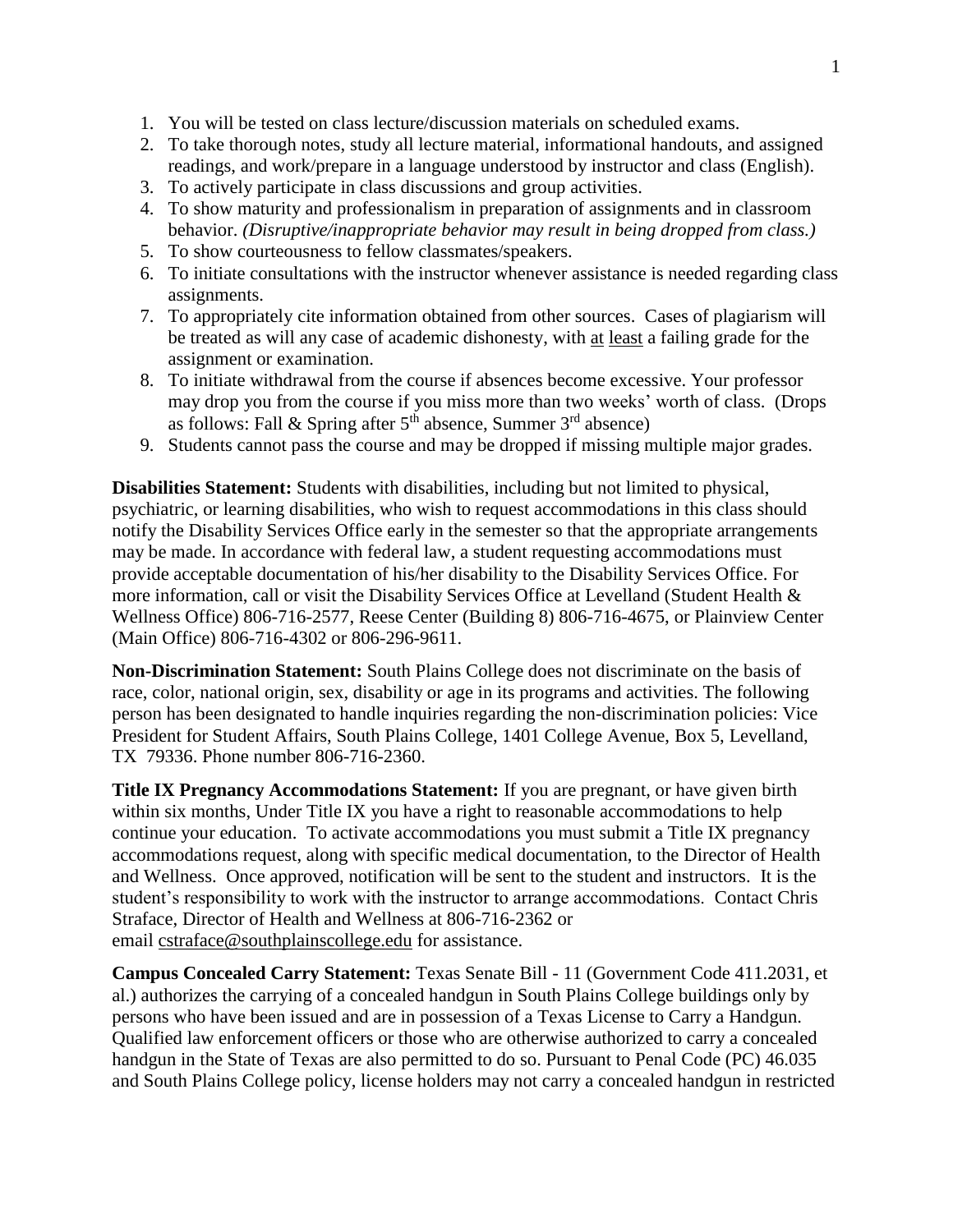1. You will be tested on class lecture/discussion materials on scheduled exams.
2. To take thorough notes, study all lecture material, informational handouts, and assigned readings, and work/prepare in a language understood by instructor and class (English).
3. To actively participate in class discussions and group activities.
4. To show maturity and professionalism in preparation of assignments and in classroom behavior. *(Disruptive/inappropriate behavior may result in being dropped from class.)*
5. To show courteousness to fellow classmates/speakers.
6. To initiate consultations with the instructor whenever assistance is needed regarding class assignments.
7. To appropriately cite information obtained from other sources. Cases of plagiarism will be treated as will any case of academic dishonesty, with at least a failing grade for the assignment or examination.
8. To initiate withdrawal from the course if absences become excessive. Your professor may drop you from the course if you miss more than two weeks' worth of class. (Drops as follows: Fall & Spring after 5th absence, Summer 3rd absence)
9. Students cannot pass the course and may be dropped if missing multiple major grades.

**Disabilities Statement:** Students with disabilities, including but not limited to physical, psychiatric, or learning disabilities, who wish to request accommodations in this class should notify the Disability Services Office early in the semester so that the appropriate arrangements may be made. In accordance with federal law, a student requesting accommodations must provide acceptable documentation of his/her disability to the Disability Services Office. For more information, call or visit the Disability Services Office at Levelland (Student Health & Wellness Office) 806-716-2577, Reese Center (Building 8) 806-716-4675, or Plainview Center (Main Office) 806-716-4302 or 806-296-9611.

**Non-Discrimination Statement:** South Plains College does not discriminate on the basis of race, color, national origin, sex, disability or age in its programs and activities. The following person has been designated to handle inquiries regarding the non-discrimination policies: Vice President for Student Affairs, South Plains College, 1401 College Avenue, Box 5, Levelland, TX 79336. Phone number 806-716-2360.

**Title IX Pregnancy Accommodations Statement:** If you are pregnant, or have given birth within six months, Under Title IX you have a right to reasonable accommodations to help continue your education. To activate accommodations you must submit a Title IX pregnancy accommodations request, along with specific medical documentation, to the Director of Health and Wellness. Once approved, notification will be sent to the student and instructors. It is the student's responsibility to work with the instructor to arrange accommodations. Contact Chris Straface, Director of Health and Wellness at 806-716-2362 or email cstraface@southplainscollege.edu for assistance.

**Campus Concealed Carry Statement:** Texas Senate Bill - 11 (Government Code 411.2031, et al.) authorizes the carrying of a concealed handgun in South Plains College buildings only by persons who have been issued and are in possession of a Texas License to Carry a Handgun. Qualified law enforcement officers or those who are otherwise authorized to carry a concealed handgun in the State of Texas are also permitted to do so. Pursuant to Penal Code (PC) 46.035 and South Plains College policy, license holders may not carry a concealed handgun in restricted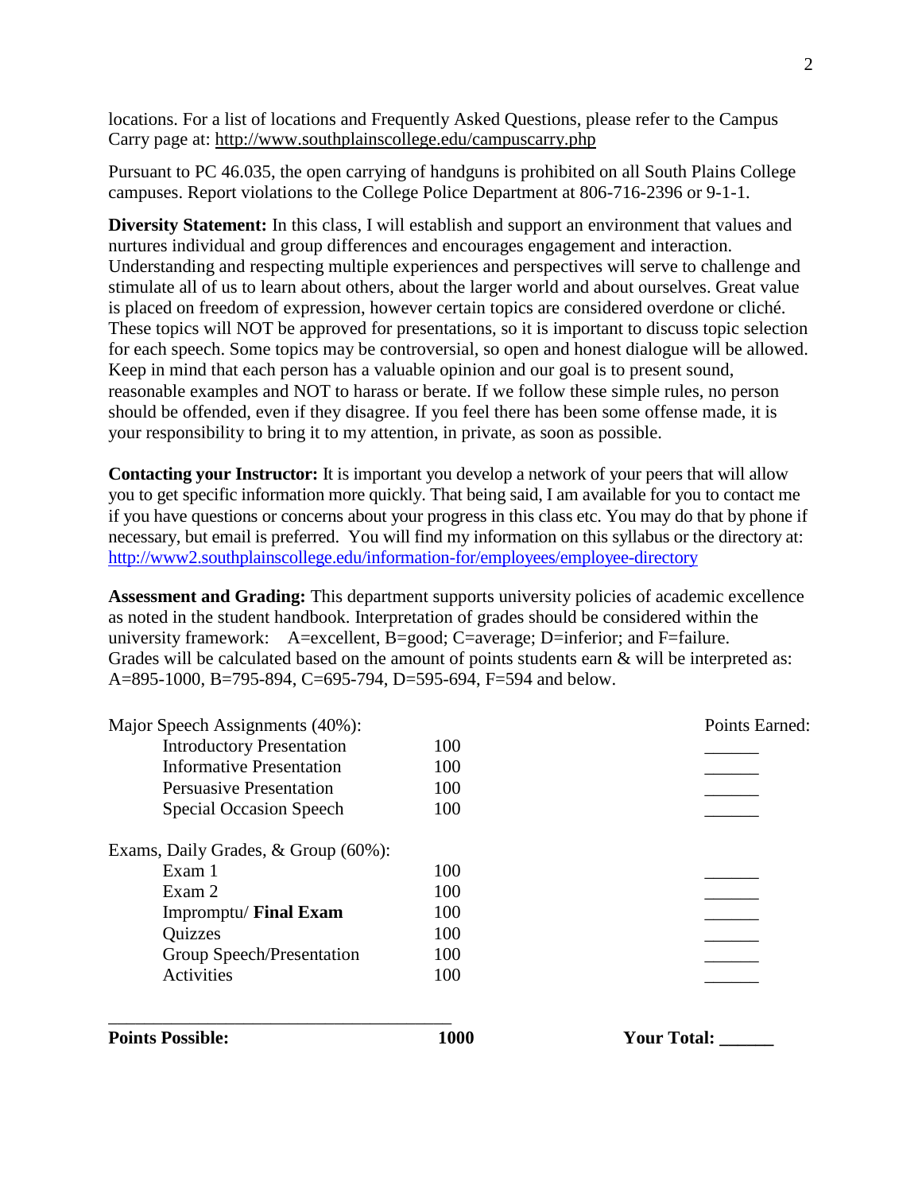locations. For a list of locations and Frequently Asked Questions, please refer to the Campus Carry page at: http://www.southplainscollege.edu/campuscarry.php

Pursuant to PC 46.035, the open carrying of handguns is prohibited on all South Plains College campuses. Report violations to the College Police Department at 806-716-2396 or 9-1-1.

**Diversity Statement:** In this class, I will establish and support an environment that values and nurtures individual and group differences and encourages engagement and interaction. Understanding and respecting multiple experiences and perspectives will serve to challenge and stimulate all of us to learn about others, about the larger world and about ourselves. Great value is placed on freedom of expression, however certain topics are considered overdone or cliché. These topics will NOT be approved for presentations, so it is important to discuss topic selection for each speech. Some topics may be controversial, so open and honest dialogue will be allowed. Keep in mind that each person has a valuable opinion and our goal is to present sound, reasonable examples and NOT to harass or berate. If we follow these simple rules, no person should be offended, even if they disagree. If you feel there has been some offense made, it is your responsibility to bring it to my attention, in private, as soon as possible.

**Contacting your Instructor:** It is important you develop a network of your peers that will allow you to get specific information more quickly. That being said, I am available for you to contact me if you have questions or concerns about your progress in this class etc. You may do that by phone if necessary, but email is preferred. You will find my information on this syllabus or the directory at: http://www2.southplainscollege.edu/information-for/employees/employee-directory

**Assessment and Grading:** This department supports university policies of academic excellence as noted in the student handbook. Interpretation of grades should be considered within the university framework: A=excellent, B=good; C=average; D=inferior; and F=failure. Grades will be calculated based on the amount of points students earn & will be interpreted as: A=895-1000, B=795-894, C=695-794, D=595-694, F=594 and below.

| Major Speech Assignments (40%): | | Points Earned: |
|---|---|---|
| Introductory Presentation | 100 | ______ |
| Informative Presentation | 100 | ______ |
| Persuasive Presentation | 100 | ______ |
| Special Occasion Speech | 100 | ______ |
| **Exams, Daily Grades, & Group (60%):** | | |
| Exam 1 | 100 | ______ |
| Exam 2 | 100 | ______ |
| Impromptu/ **Final Exam** | 100 | ______ |
| Quizzes | 100 | ______ |
| Group Speech/Presentation | 100 | ______ |
| Activities | 100 | ______ |
| **Points Possible:** | **1000** | **Your Total: ______** |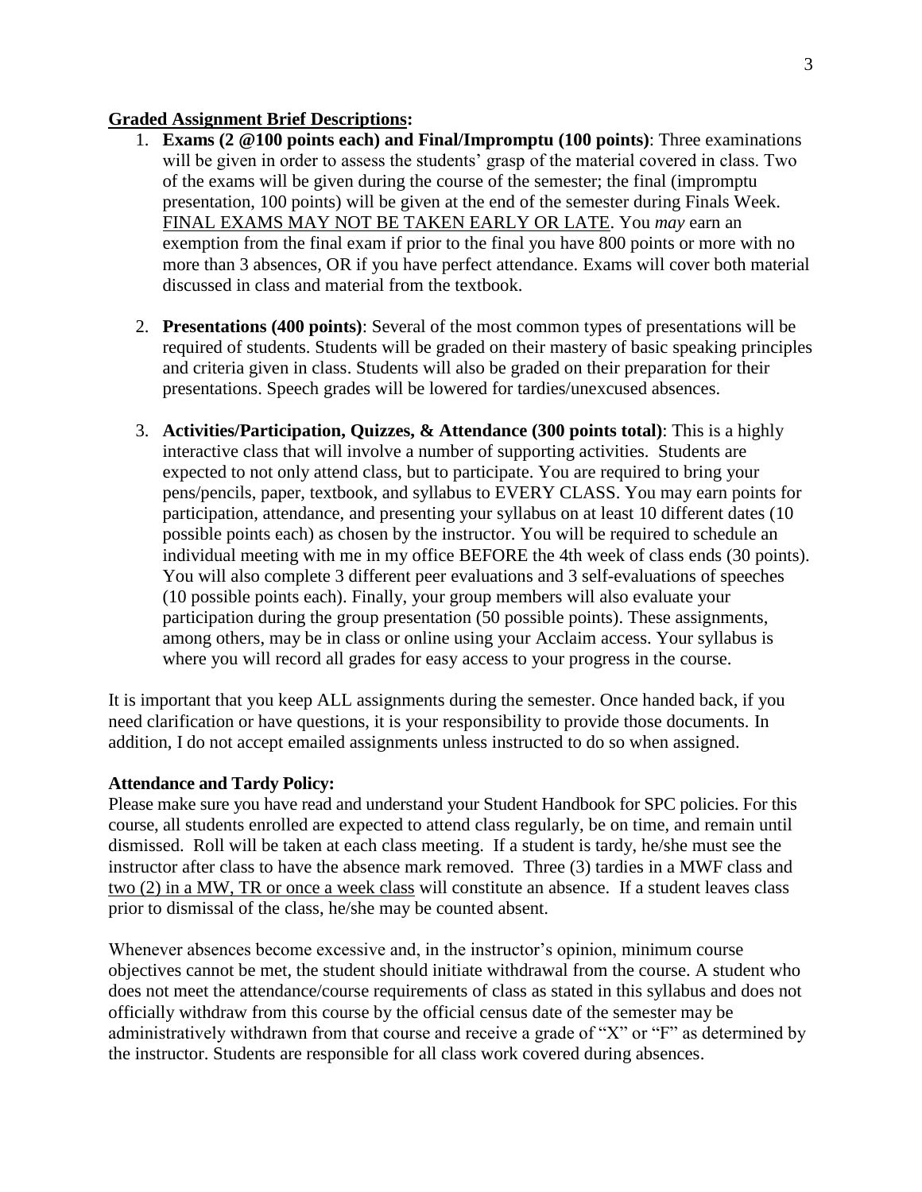**Graded Assignment Brief Descriptions:**

1. **Exams (2 @100 points each) and Final/Impromptu (100 points)**: Three examinations will be given in order to assess the students' grasp of the material covered in class. Two of the exams will be given during the course of the semester; the final (impromptu presentation, 100 points) will be given at the end of the semester during Finals Week. <u>FINAL EXAMS MAY NOT BE TAKEN EARLY OR LATE</u>. You *may* earn an exemption from the final exam if prior to the final you have 800 points or more with no more than 3 absences, OR if you have perfect attendance. Exams will cover both material discussed in class and material from the textbook.

2. **Presentations (400 points)**: Several of the most common types of presentations will be required of students. Students will be graded on their mastery of basic speaking principles and criteria given in class. Students will also be graded on their preparation for their presentations. Speech grades will be lowered for tardies/unexcused absences.

3. **Activities/Participation, Quizzes, & Attendance (300 points total)**: This is a highly interactive class that will involve a number of supporting activities. Students are expected to not only attend class, but to participate. You are required to bring your pens/pencils, paper, textbook, and syllabus to EVERY CLASS. You may earn points for participation, attendance, and presenting your syllabus on at least 10 different dates (10 possible points each) as chosen by the instructor. You will be required to schedule an individual meeting with me in my office BEFORE the 4th week of class ends (30 points). You will also complete 3 different peer evaluations and 3 self-evaluations of speeches (10 possible points each). Finally, your group members will also evaluate your participation during the group presentation (50 possible points). These assignments, among others, may be in class or online using your Acclaim access. Your syllabus is where you will record all grades for easy access to your progress in the course.

It is important that you keep ALL assignments during the semester. Once handed back, if you need clarification or have questions, it is your responsibility to provide those documents. In addition, I do not accept emailed assignments unless instructed to do so when assigned.

**Attendance and Tardy Policy:**

Please make sure you have read and understand your Student Handbook for SPC policies. For this course, all students enrolled are expected to attend class regularly, be on time, and remain until dismissed. Roll will be taken at each class meeting. If a student is tardy, he/she must see the instructor after class to have the absence mark removed. Three (3) tardies in a MWF class and <u>two (2) in a MW, TR or once a week class</u> will constitute an absence. If a student leaves class prior to dismissal of the class, he/she may be counted absent.

Whenever absences become excessive and, in the instructor's opinion, minimum course objectives cannot be met, the student should initiate withdrawal from the course. A student who does not meet the attendance/course requirements of class as stated in this syllabus and does not officially withdraw from this course by the official census date of the semester may be administratively withdrawn from that course and receive a grade of "X" or "F" as determined by the instructor. Students are responsible for all class work covered during absences.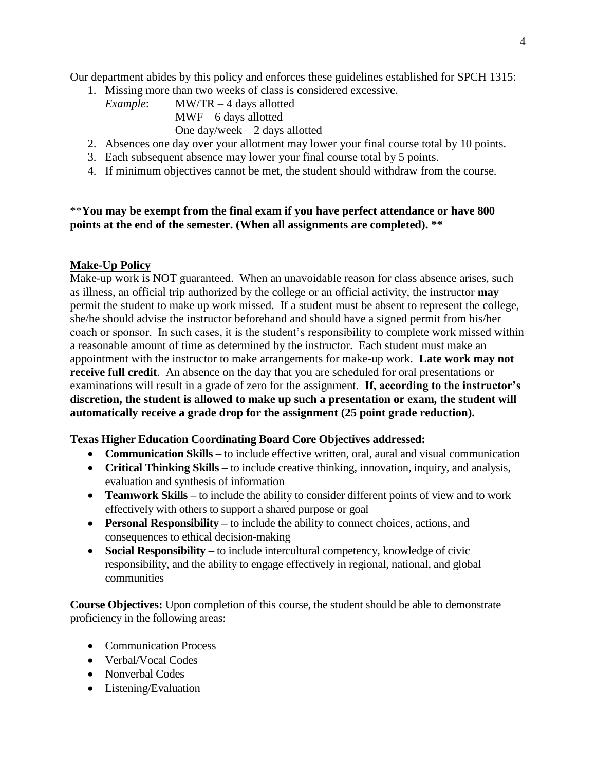Our department abides by this policy and enforces these guidelines established for SPCH 1315:

1. Missing more than two weeks of class is considered excessive.
   *Example*: MW/TR – 4 days allotted
   MWF – 6 days allotted
   One day/week – 2 days allotted
2. Absences one day over your allotment may lower your final course total by 10 points.
3. Each subsequent absence may lower your final course total by 5 points.
4. If minimum objectives cannot be met, the student should withdraw from the course.

****You may be exempt from the final exam if you have perfect attendance or have 800 points at the end of the semester. (When all assignments are completed). ****

**<u>Make-Up Policy</u>**

Make-up work is NOT guaranteed. When an unavoidable reason for class absence arises, such as illness, an official trip authorized by the college or an official activity, the instructor **may** permit the student to make up work missed. If a student must be absent to represent the college, she/he should advise the instructor beforehand and should have a signed permit from his/her coach or sponsor. In such cases, it is the student's responsibility to complete work missed within a reasonable amount of time as determined by the instructor. Each student must make an appointment with the instructor to make arrangements for make-up work. **Late work may not receive full credit**. An absence on the day that you are scheduled for oral presentations or examinations will result in a grade of zero for the assignment. **If, according to the instructor's discretion, the student is allowed to make up such a presentation or exam, the student will automatically receive a grade drop for the assignment (25 point grade reduction).**

**Texas Higher Education Coordinating Board Core Objectives addressed:**

- **Communication Skills –** to include effective written, oral, aural and visual communication
- **Critical Thinking Skills –** to include creative thinking, innovation, inquiry, and analysis, evaluation and synthesis of information
- **Teamwork Skills –** to include the ability to consider different points of view and to work effectively with others to support a shared purpose or goal
- **Personal Responsibility –** to include the ability to connect choices, actions, and consequences to ethical decision-making
- **Social Responsibility –** to include intercultural competency, knowledge of civic responsibility, and the ability to engage effectively in regional, national, and global communities

**Course Objectives:** Upon completion of this course, the student should be able to demonstrate proficiency in the following areas:

- Communication Process
- Verbal/Vocal Codes
- Nonverbal Codes
- Listening/Evaluation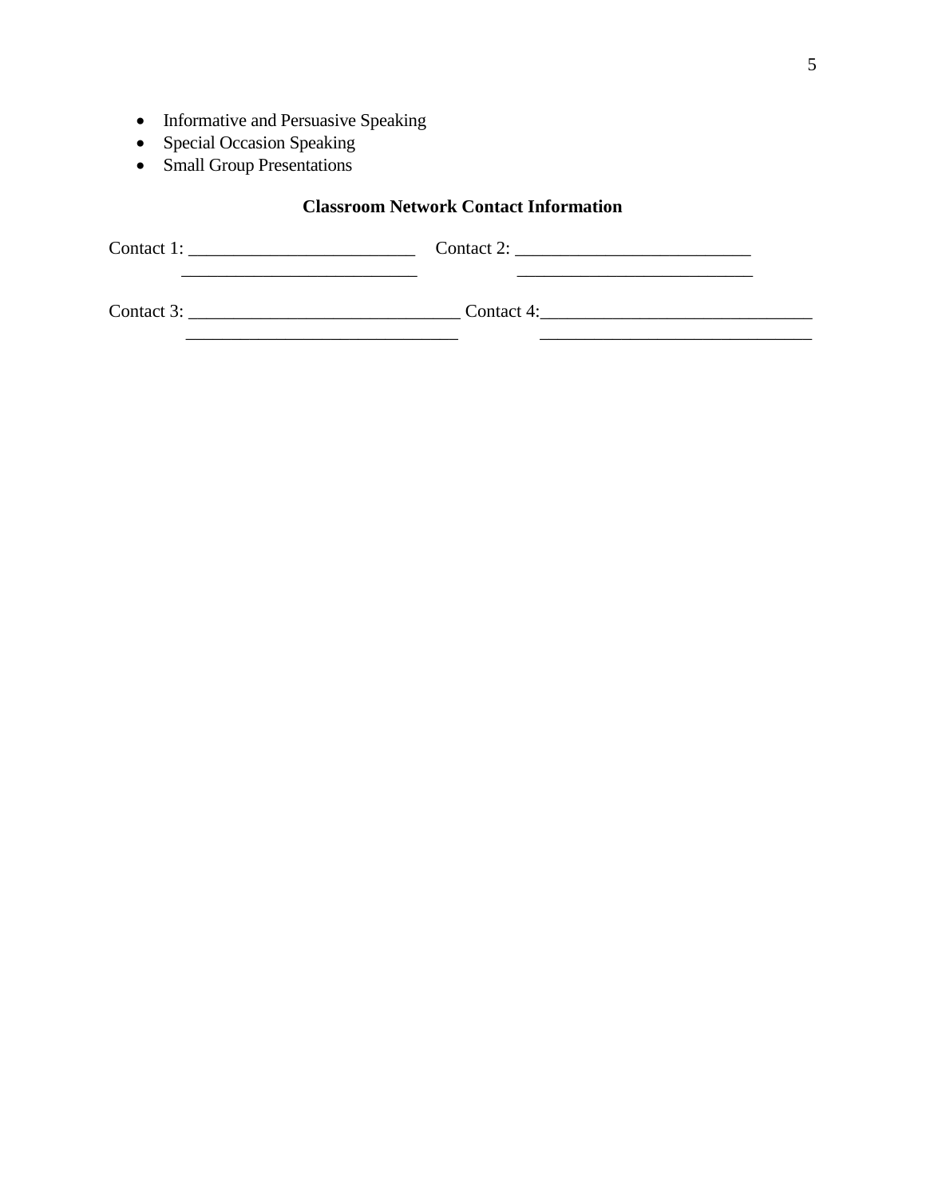- Informative and Persuasive Speaking
- Special Occasion Speaking
- Small Group Presentations

**Classroom Network Contact Information**

Contact 1: _________________________ Contact 2: __________________________
__________________________ __________________________

Contact 3: ______________________________ Contact 4:______________________________
______________________________ ______________________________